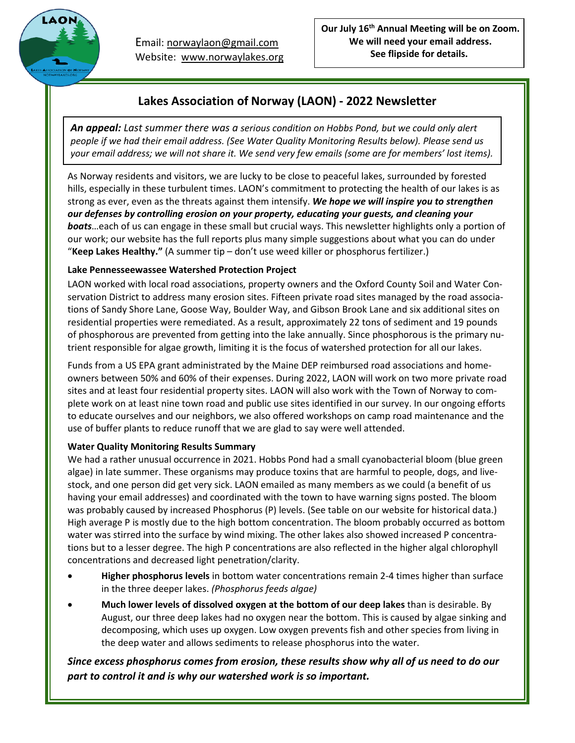Email: norwaylaon@gmail.com
Website: www.norwaylakes.org

**Our July 16th Annual Meeting will be on Zoom. We will need your email address. See flipside for details.**

# Lakes Association of Norway (LAON) - 2022 Newsletter

***An appeal:*** *Last summer there was a serious condition on Hobbs Pond, but we could only alert people if we had their email address. (See Water Quality Monitoring Results below). Please send us your email address; we will not share it. We send very few emails (some are for members' lost items).*

As Norway residents and visitors, we are lucky to be close to peaceful lakes, surrounded by forested hills, especially in these turbulent times. LAON's commitment to protecting the health of our lakes is as strong as ever, even as the threats against them intensify. ***We hope we will inspire you to strengthen our defenses by controlling erosion on your property, educating your guests, and cleaning your boats***…each of us can engage in these small but crucial ways. This newsletter highlights only a portion of our work; our website has the full reports plus many simple suggestions about what you can do under "**Keep Lakes Healthy.**" (A summer tip – don't use weed killer or phosphorus fertilizer.)

### Lake Pennesseewassee Watershed Protection Project

LAON worked with local road associations, property owners and the Oxford County Soil and Water Conservation District to address many erosion sites. Fifteen private road sites managed by the road associations of Sandy Shore Lane, Goose Way, Boulder Way, and Gibson Brook Lane and six additional sites on residential properties were remediated. As a result, approximately 22 tons of sediment and 19 pounds of phosphorus are prevented from getting into the lake annually. Since phosphorous is the primary nutrient responsible for algae growth, limiting it is the focus of watershed protection for all our lakes.

Funds from a US EPA grant administrated by the Maine DEP reimbursed road associations and homeowners between 50% and 60% of their expenses. During 2022, LAON will work on two more private road sites and at least four residential property sites. LAON will also work with the Town of Norway to complete work on at least nine town road and public use sites identified in our survey. In our ongoing efforts to educate ourselves and our neighbors, we also offered workshops on camp road maintenance and the use of buffer plants to reduce runoff that we are glad to say were well attended.

### Water Quality Monitoring Results Summary

We had a rather unusual occurrence in 2021. Hobbs Pond had a small cyanobacterial bloom (blue green algae) in late summer. These organisms may produce toxins that are harmful to people, dogs, and livestock, and one person did get very sick. LAON emailed as many members as we could (a benefit of us having your email addresses) and coordinated with the town to have warning signs posted. The bloom was probably caused by increased Phosphorus (P) levels. (See table on our website for historical data.) High average P is mostly due to the high bottom concentration. The bloom probably occurred as bottom water was stirred into the surface by wind mixing. The other lakes also showed increased P concentrations but to a lesser degree. The high P concentrations are also reflected in the higher algal chlorophyll concentrations and decreased light penetration/clarity.

- **Higher phosphorus levels** in bottom water concentrations remain 2-4 times higher than surface in the three deeper lakes. *(Phosphorus feeds algae)*
- **Much lower levels of dissolved oxygen at the bottom of our deep lakes** than is desirable. By August, our three deep lakes had no oxygen near the bottom. This is caused by algae sinking and decomposing, which uses up oxygen. Low oxygen prevents fish and other species from living in the deep water and allows sediments to release phosphorus into the water.

***Since excess phosphorus comes from erosion, these results show why all of us need to do our part to control it and is why our watershed work is so important.***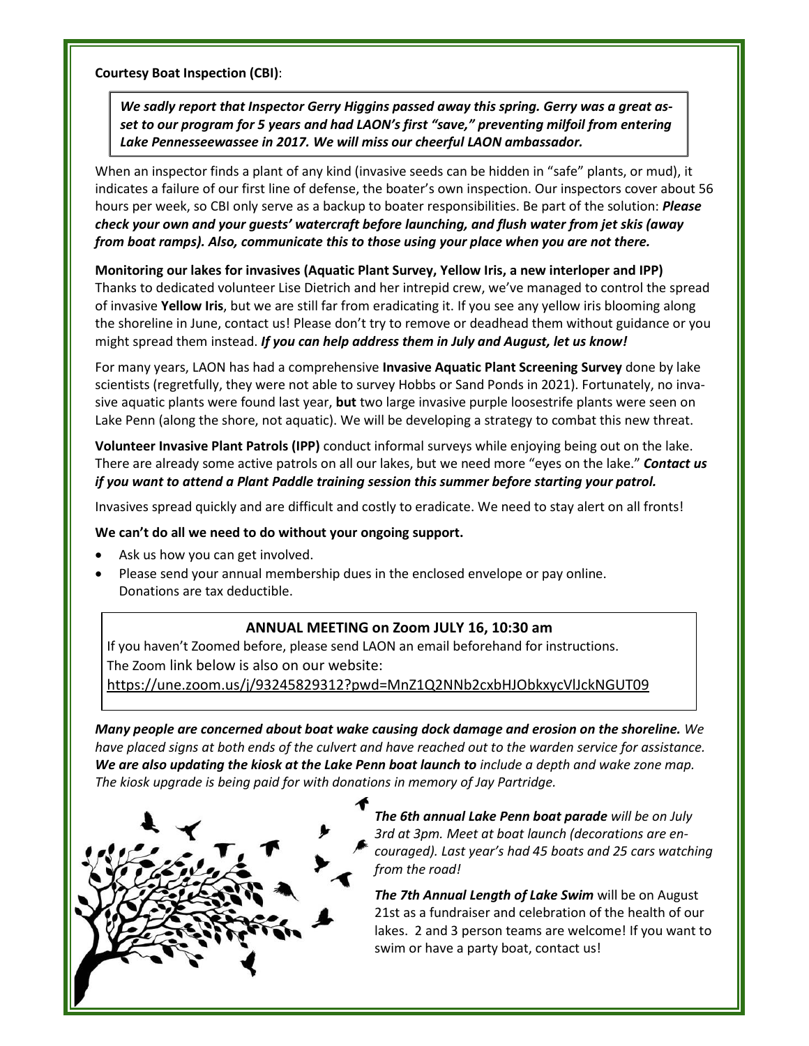**Courtesy Boat Inspection (CBI)**:

> ***We sadly report that Inspector Gerry Higgins passed away this spring. Gerry was a great asset to our program for 5 years and had LAON's first "save," preventing milfoil from entering Lake Pennesseewassee in 2017. We will miss our cheerful LAON ambassador.***

When an inspector finds a plant of any kind (invasive seeds can be hidden in "safe" plants, or mud), it indicates a failure of our first line of defense, the boater's own inspection. Our inspectors cover about 56 hours per week, so CBI only serve as a backup to boater responsibilities. Be part of the solution: ***Please check your own and your guests' watercraft before launching, and flush water from jet skis (away from boat ramps). Also, communicate this to those using your place when you are not there.***

**Monitoring our lakes for invasives (Aquatic Plant Survey, Yellow Iris, a new interloper and IPP)**

Thanks to dedicated volunteer Lise Dietrich and her intrepid crew, we've managed to control the spread of invasive **Yellow Iris**, but we are still far from eradicating it. If you see any yellow iris blooming along the shoreline in June, contact us! Please don't try to remove or deadhead them without guidance or you might spread them instead. ***If you can help address them in July and August, let us know!***

For many years, LAON has had a comprehensive **Invasive Aquatic Plant Screening Survey** done by lake scientists (regretfully, they were not able to survey Hobbs or Sand Ponds in 2021). Fortunately, no invasive aquatic plants were found last year, **but** two large invasive purple loosestrife plants were seen on Lake Penn (along the shore, not aquatic). We will be developing a strategy to combat this new threat.

**Volunteer Invasive Plant Patrols (IPP)** conduct informal surveys while enjoying being out on the lake. There are already some active patrols on all our lakes, but we need more "eyes on the lake." ***Contact us if you want to attend a Plant Paddle training session this summer before starting your patrol.***

Invasives spread quickly and are difficult and costly to eradicate. We need to stay alert on all fronts!

**We can't do all we need to do without your ongoing support.**

- Ask us how you can get involved.
- Please send your annual membership dues in the enclosed envelope or pay online. Donations are tax deductible.

**ANNUAL MEETING on Zoom JULY 16, 10:30 am**

If you haven't Zoomed before, please send LAON an email beforehand for instructions.
The Zoom link below is also on our website:
https://une.zoom.us/j/93245829312?pwd=MnZ1Q2NNb2cxbHJObkxycVlJckNGUT09

***Many people are concerned about boat wake causing dock damage and erosion on the shoreline.*** *We have placed signs at both ends of the culvert and have reached out to the warden service for assistance.* ***We are also updating the kiosk at the Lake Penn boat launch to*** *include a depth and wake zone map. The kiosk upgrade is being paid for with donations in memory of Jay Partridge.*

***The 6th annual Lake Penn boat parade*** *will be on July 3rd at 3pm. Meet at boat launch (decorations are encouraged). Last year's had 45 boats and 25 cars watching from the road!*

***The 7th Annual Length of Lake Swim*** will be on August 21st as a fundraiser and celebration of the health of our lakes. 2 and 3 person teams are welcome! If you want to swim or have a party boat, contact us!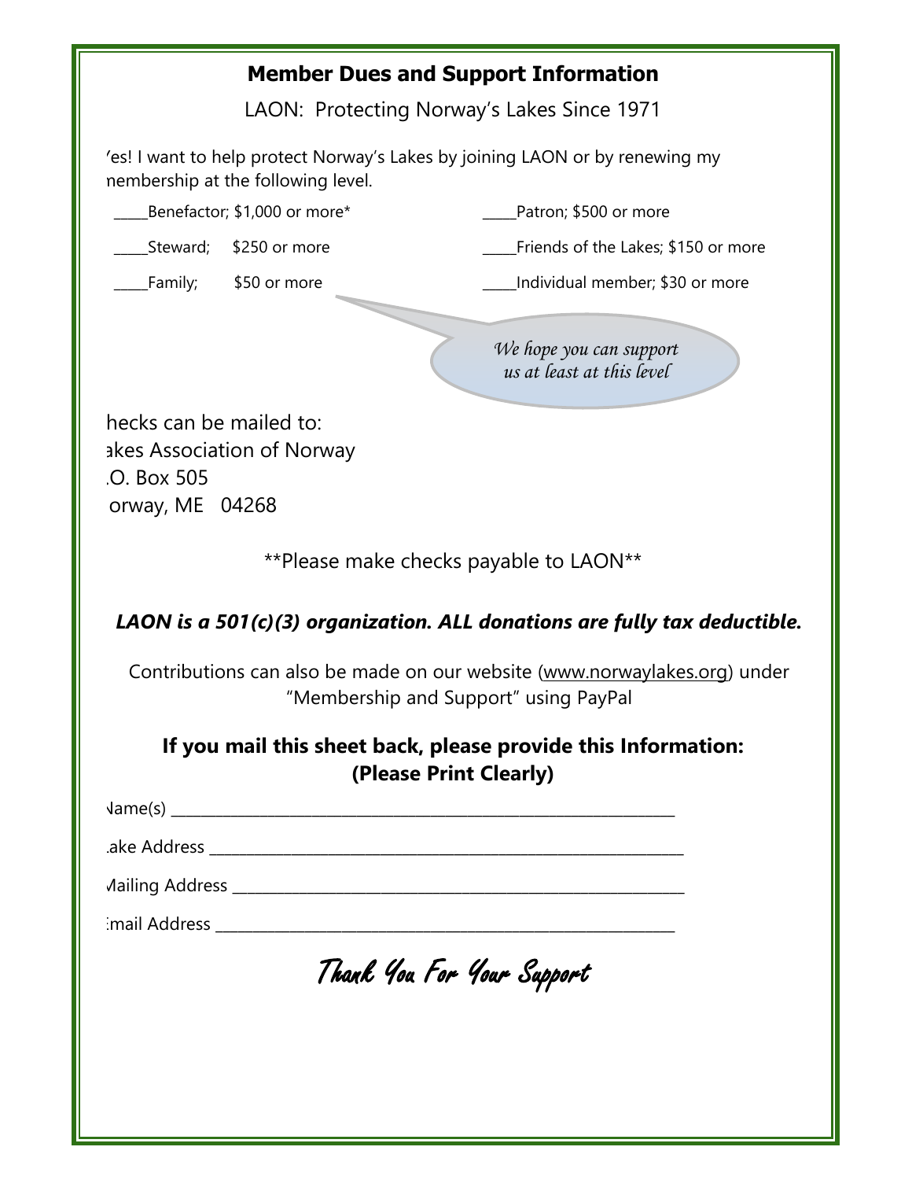## Member Dues and Support Information

LAON: Protecting Norway's Lakes Since 1971

'es! I want to help protect Norway's Lakes by joining LAON or by renewing my nembership at the following level.

_____Benefactor; $1,000 or more*

_____Patron; $500 or more

_____Steward; $250 or more

_____Friends of the Lakes; $150 or more

_____Family; $50 or more

_____Individual member; $30 or more

*We hope you can support us at least at this level*

hecks can be mailed to:
akes Association of Norway
.O. Box 505
orway, ME 04268

**Please make checks payable to LAON**

***LAON is a 501(c)(3) organization. ALL donations are fully tax deductible.***

Contributions can also be made on our website (www.norwaylakes.org) under "Membership and Support" using PayPal

**If you mail this sheet back, please provide this Information:**
**(Please Print Clearly)**

Name(s) ______________________________________________________________________

Lake Address __________________________________________________________________

Mailing Address ________________________________________________________________

Email Address _________________________________________________________________

*Thank You For Your Support*